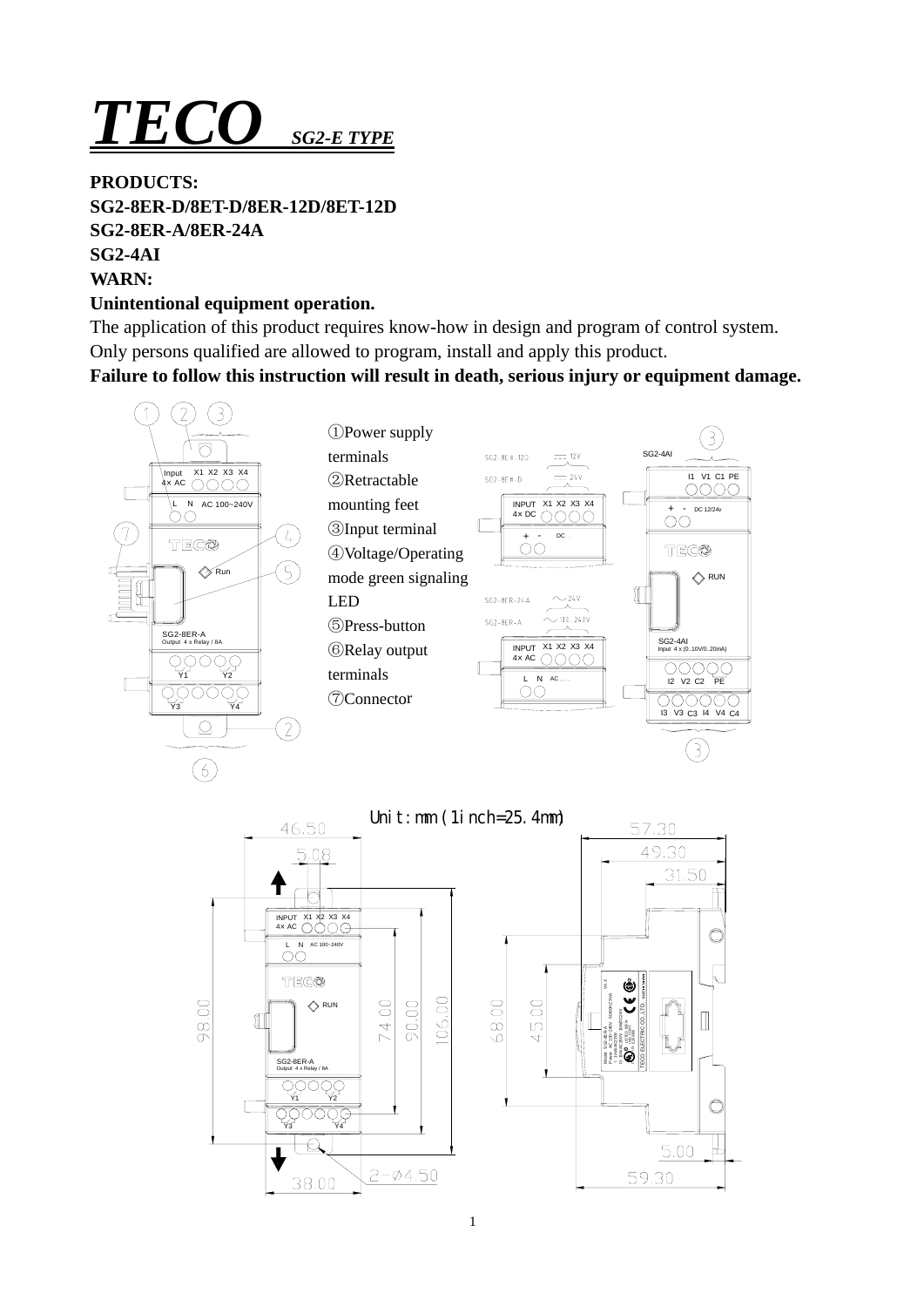# *TECO* *SG2-E TYPE*

**PRODUCTS:**
**SG2-8ER-D/8ET-D/8ER-12D/8ET-12D**
**SG2-8ER-A/8ER-24A**
**SG2-4AI**
**WARN:**
**Unintentional equipment operation.**

The application of this product requires know-how in design and program of control system.
Only persons qualified are allowed to program, install and apply this product.
**Failure to follow this instruction will result in death, serious injury or equipment damage.**

①Power supply terminals
②Retractable mounting feet
③Input terminal
④Voltage/Operating mode green signaling LED
⑤Press-button
⑥Relay output terminals
⑦Connector

Unit: mm (1 inch=25.4mm)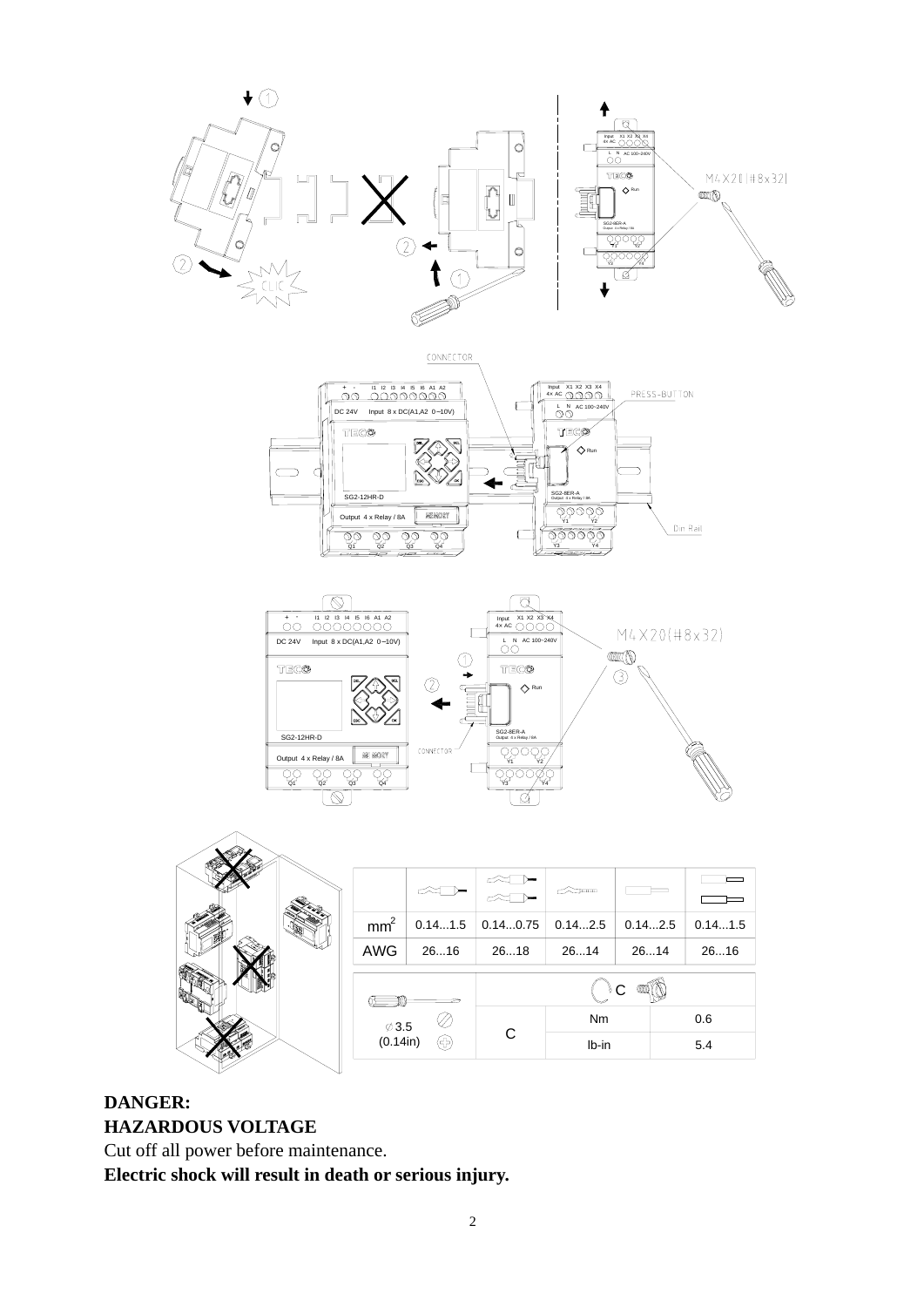|  | (wire icon) | (wire icon) | (wire icon) | (wire icon) | (wire icon) |
| --- | --- | --- | --- | --- | --- |
| $mm^2$ | 0.14...1.5 | 0.14...0.75 | 0.14...2.5 | 0.14...2.5 | 0.14...1.5 |
| AWG | 26...16 | 26...18 | 26...14 | 26...14 | 26...16 |

| (screwdriver icon) | C | | |
| --- | --- | --- | --- |
| ∅3.5 (0.14in) | C | Nm | 0.6 |
| | | lb-in | 5.4 |

**DANGER:**
**HAZARDOUS VOLTAGE**
Cut off all power before maintenance.
**Electric shock will result in death or serious injury.**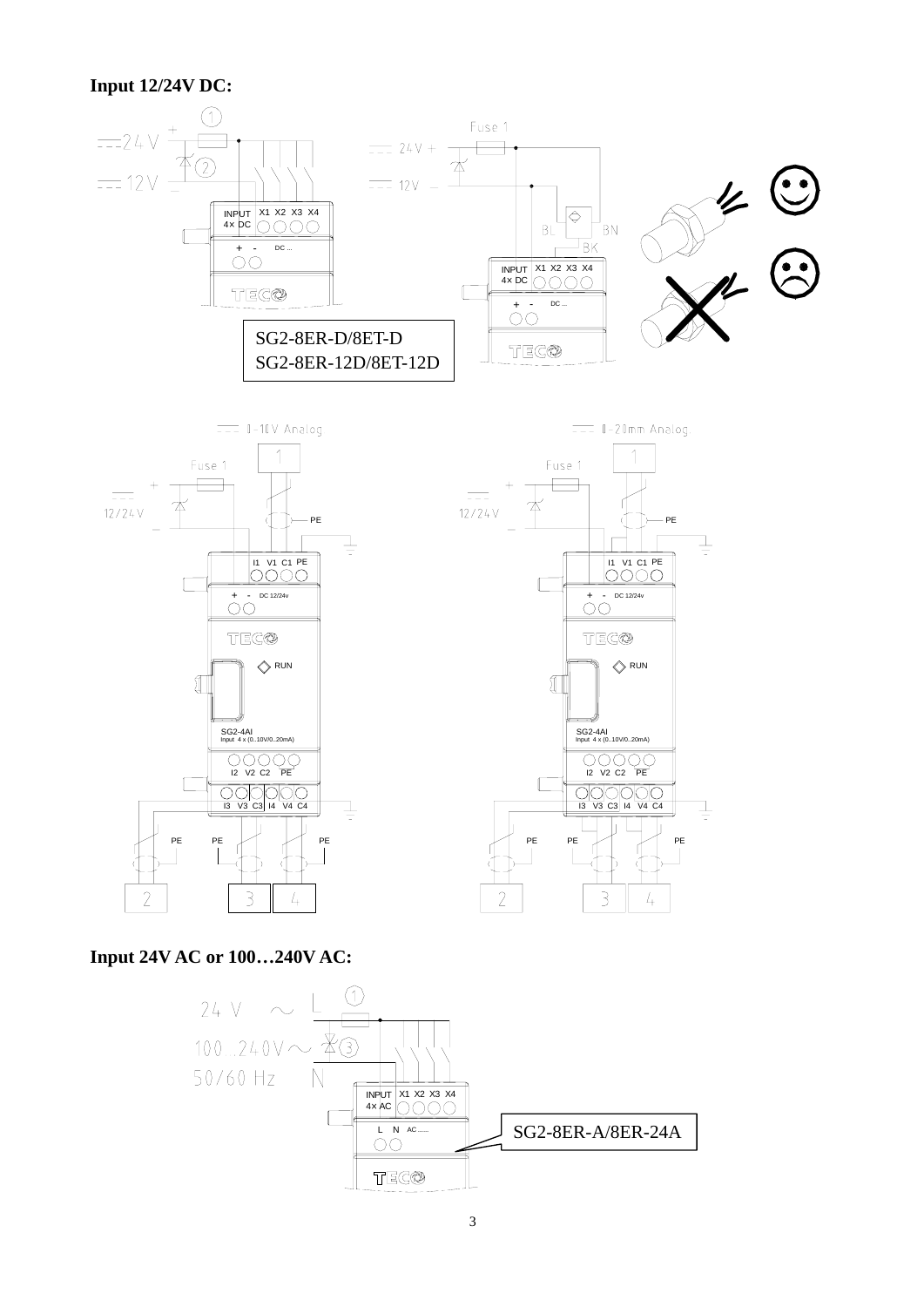**Input 12/24V DC:**

SG2-8ER-D/8ET-D
SG2-8ER-12D/8ET-12D

**Input 24V AC or 100…240V AC:**

SG2-8ER-A/8ER-24A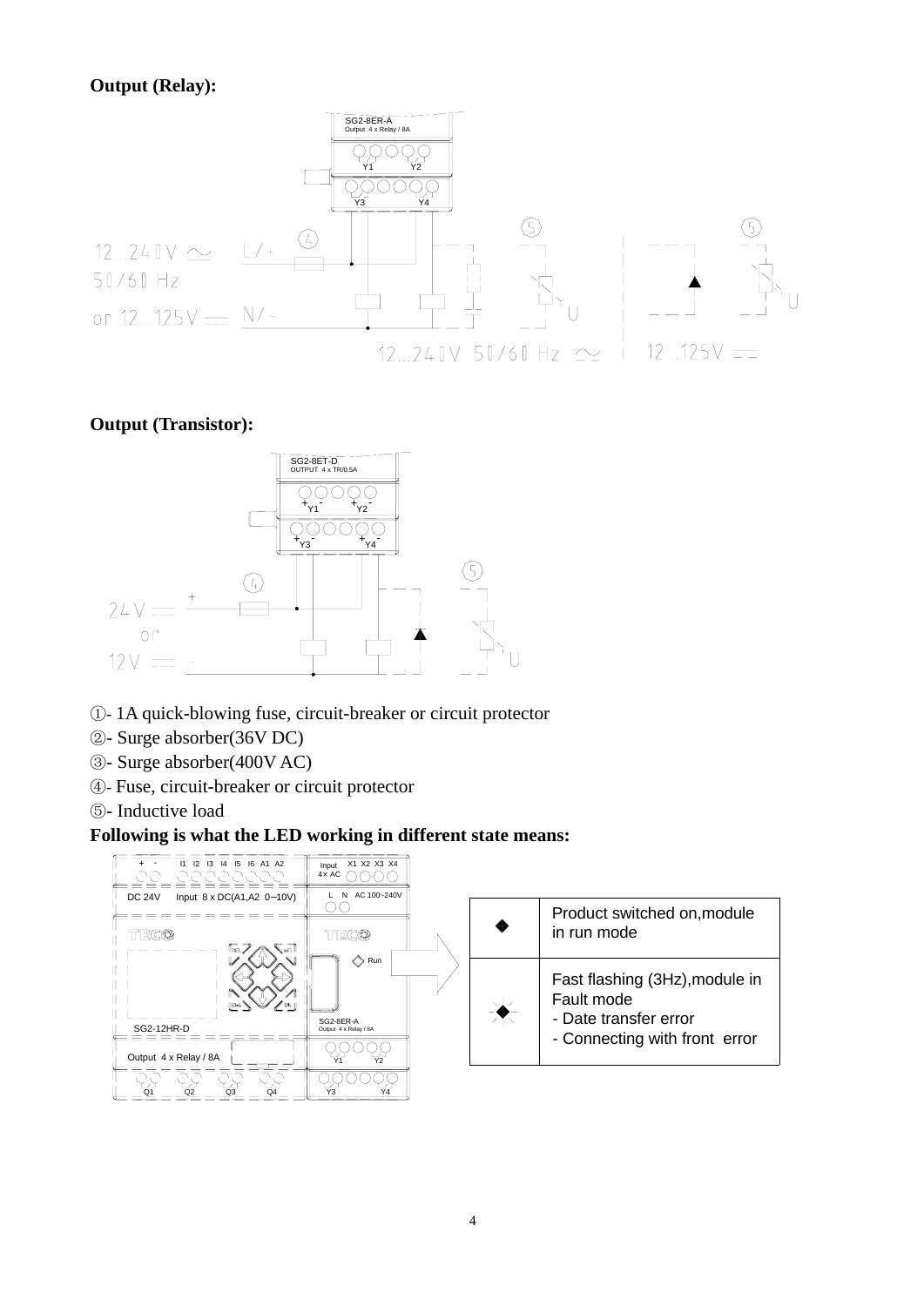**Output (Relay):**

SG2-8ER-A
Output 4 x Relay / 8A

Y1 Y2

Y3 Y4

12...240V ~ L/+
50/60 Hz
or 12...125V ⎓ N/-

④ ⑤ ⑤

12...240V 50/60 Hz ~ 12...125V ⎓

**Output (Transistor):**

SG2-8ET-D
OUTPUT 4 x TR/0.5A

+Y1- +Y2-

+Y3- +Y4-

24V ⎓
or
12V ⎓

④ ⑤

①- 1A quick-blowing fuse, circuit-breaker or circuit protector

②- Surge absorber(36V DC)

③- Surge absorber(400V AC)

④- Fuse, circuit-breaker or circuit protector

⑤- Inductive load

**Following is what the LED working in different state means:**

| | |
|---|---|
| ◆ | Product switched on,module in run mode |
| ◆ (flashing) | Fast flashing (3Hz),module in Fault mode<br>- Date transfer error<br>- Connecting with front error |